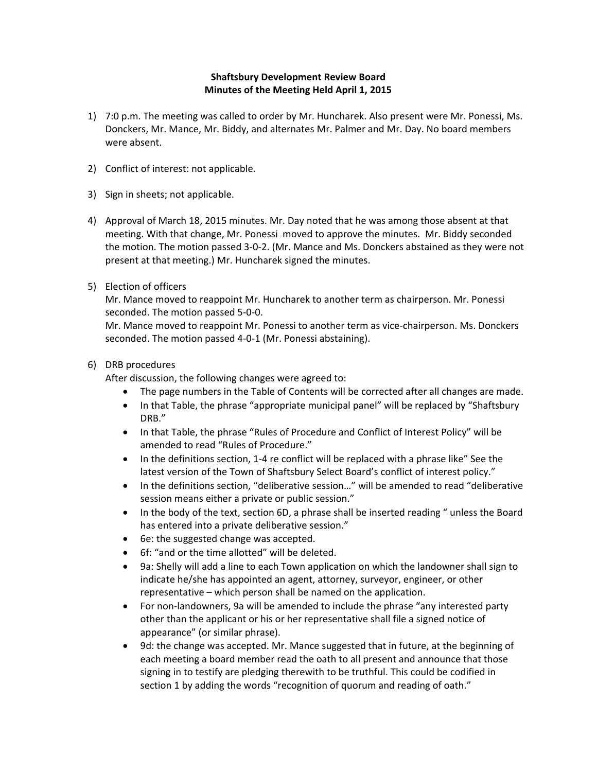**Shaftsbury Development Review Board**
**Minutes of the Meeting Held April 1, 2015**

1) 7:0 p.m. The meeting was called to order by Mr. Huncharek. Also present were Mr. Ponessi, Ms. Donckers, Mr. Mance, Mr. Biddy, and alternates Mr. Palmer and Mr. Day. No board members were absent.

2) Conflict of interest: not applicable.

3) Sign in sheets; not applicable.

4) Approval of March 18, 2015 minutes. Mr. Day noted that he was among those absent at that meeting. With that change, Mr. Ponessi moved to approve the minutes. Mr. Biddy seconded the motion. The motion passed 3-0-2. (Mr. Mance and Ms. Donckers abstained as they were not present at that meeting.) Mr. Huncharek signed the minutes.

5) Election of officers
   Mr. Mance moved to reappoint Mr. Huncharek to another term as chairperson. Mr. Ponessi seconded. The motion passed 5-0-0.
   Mr. Mance moved to reappoint Mr. Ponessi to another term as vice-chairperson. Ms. Donckers seconded. The motion passed 4-0-1 (Mr. Ponessi abstaining).

6) DRB procedures
   After discussion, the following changes were agreed to:
   - The page numbers in the Table of Contents will be corrected after all changes are made.
   - In that Table, the phrase "appropriate municipal panel" will be replaced by "Shaftsbury DRB."
   - In that Table, the phrase "Rules of Procedure and Conflict of Interest Policy" will be amended to read "Rules of Procedure."
   - In the definitions section, 1-4 re conflict will be replaced with a phrase like" See the latest version of the Town of Shaftsbury Select Board's conflict of interest policy."
   - In the definitions section, "deliberative session…" will be amended to read "deliberative session means either a private or public session."
   - In the body of the text, section 6D, a phrase shall be inserted reading " unless the Board has entered into a private deliberative session."
   - 6e: the suggested change was accepted.
   - 6f: "and or the time allotted" will be deleted.
   - 9a: Shelly will add a line to each Town application on which the landowner shall sign to indicate he/she has appointed an agent, attorney, surveyor, engineer, or other representative – which person shall be named on the application.
   - For non-landowners, 9a will be amended to include the phrase "any interested party other than the applicant or his or her representative shall file a signed notice of appearance" (or similar phrase).
   - 9d: the change was accepted. Mr. Mance suggested that in future, at the beginning of each meeting a board member read the oath to all present and announce that those signing in to testify are pledging therewith to be truthful. This could be codified in section 1 by adding the words "recognition of quorum and reading of oath."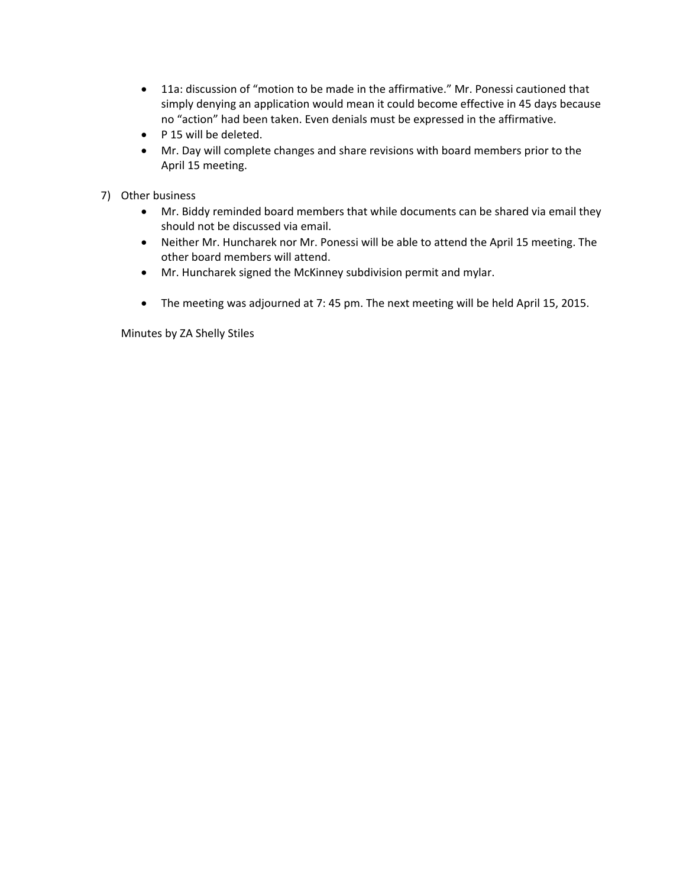- 11a: discussion of "motion to be made in the affirmative." Mr. Ponessi cautioned that simply denying an application would mean it could become effective in 45 days because no "action" had been taken. Even denials must be expressed in the affirmative.
- P 15 will be deleted.
- Mr. Day will complete changes and share revisions with board members prior to the April 15 meeting.

7) Other business
   - Mr. Biddy reminded board members that while documents can be shared via email they should not be discussed via email.
   - Neither Mr. Huncharek nor Mr. Ponessi will be able to attend the April 15 meeting. The other board members will attend.
   - Mr. Huncharek signed the McKinney subdivision permit and mylar.

   - The meeting was adjourned at 7: 45 pm. The next meeting will be held April 15, 2015.

Minutes by ZA Shelly Stiles